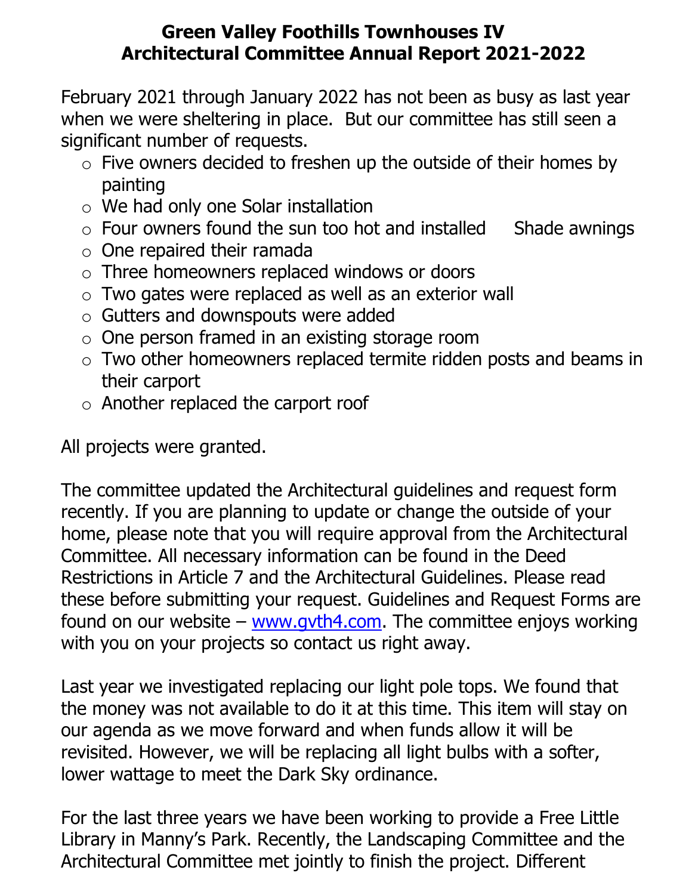# Green Valley Foothills Townhouses IV
# Architectural Committee Annual Report 2021-2022

February 2021 through January 2022 has not been as busy as last year when we were sheltering in place. But our committee has still seen a significant number of requests.

- Five owners decided to freshen up the outside of their homes by painting
- We had only one Solar installation
- Four owners found the sun too hot and installed Shade awnings
- One repaired their ramada
- Three homeowners replaced windows or doors
- Two gates were replaced as well as an exterior wall
- Gutters and downspouts were added
- One person framed in an existing storage room
- Two other homeowners replaced termite ridden posts and beams in their carport
- Another replaced the carport roof

All projects were granted.

The committee updated the Architectural guidelines and request form recently. If you are planning to update or change the outside of your home, please note that you will require approval from the Architectural Committee. All necessary information can be found in the Deed Restrictions in Article 7 and the Architectural Guidelines. Please read these before submitting your request. Guidelines and Request Forms are found on our website – [www.gvth4.com](http://www.gvth4.com). The committee enjoys working with you on your projects so contact us right away.

Last year we investigated replacing our light pole tops. We found that the money was not available to do it at this time. This item will stay on our agenda as we move forward and when funds allow it will be revisited. However, we will be replacing all light bulbs with a softer, lower wattage to meet the Dark Sky ordinance.

For the last three years we have been working to provide a Free Little Library in Manny's Park. Recently, the Landscaping Committee and the Architectural Committee met jointly to finish the project. Different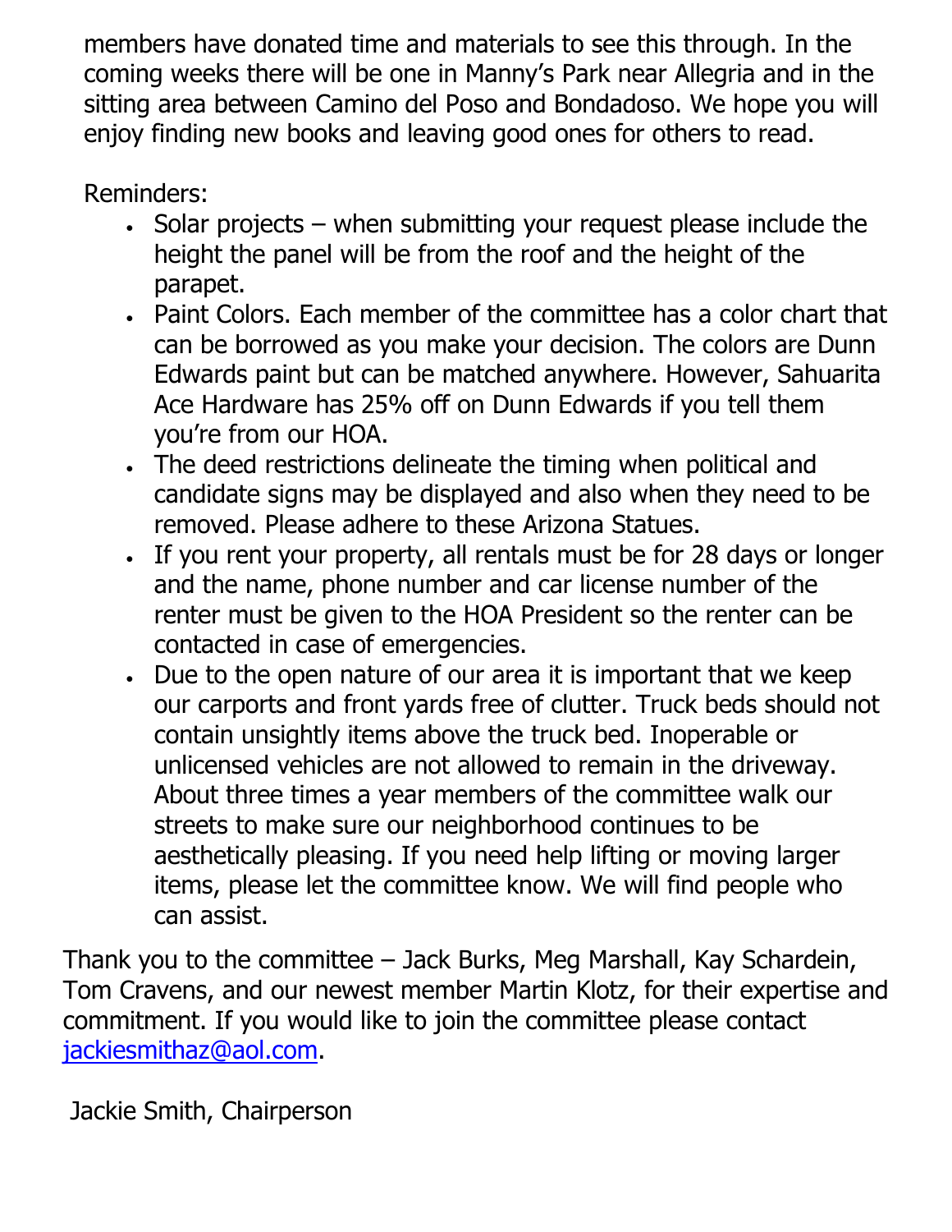members have donated time and materials to see this through. In the coming weeks there will be one in Manny's Park near Allegria and in the sitting area between Camino del Poso and Bondadoso. We hope you will enjoy finding new books and leaving good ones for others to read.

Reminders:

- Solar projects – when submitting your request please include the height the panel will be from the roof and the height of the parapet.
- Paint Colors. Each member of the committee has a color chart that can be borrowed as you make your decision. The colors are Dunn Edwards paint but can be matched anywhere. However, Sahuarita Ace Hardware has 25% off on Dunn Edwards if you tell them you're from our HOA.
- The deed restrictions delineate the timing when political and candidate signs may be displayed and also when they need to be removed. Please adhere to these Arizona Statues.
- If you rent your property, all rentals must be for 28 days or longer and the name, phone number and car license number of the renter must be given to the HOA President so the renter can be contacted in case of emergencies.
- Due to the open nature of our area it is important that we keep our carports and front yards free of clutter. Truck beds should not contain unsightly items above the truck bed. Inoperable or unlicensed vehicles are not allowed to remain in the driveway. About three times a year members of the committee walk our streets to make sure our neighborhood continues to be aesthetically pleasing. If you need help lifting or moving larger items, please let the committee know. We will find people who can assist.

Thank you to the committee – Jack Burks, Meg Marshall, Kay Schardein, Tom Cravens, and our newest member Martin Klotz, for their expertise and commitment. If you would like to join the committee please contact jackiesmithaz@aol.com.

Jackie Smith, Chairperson